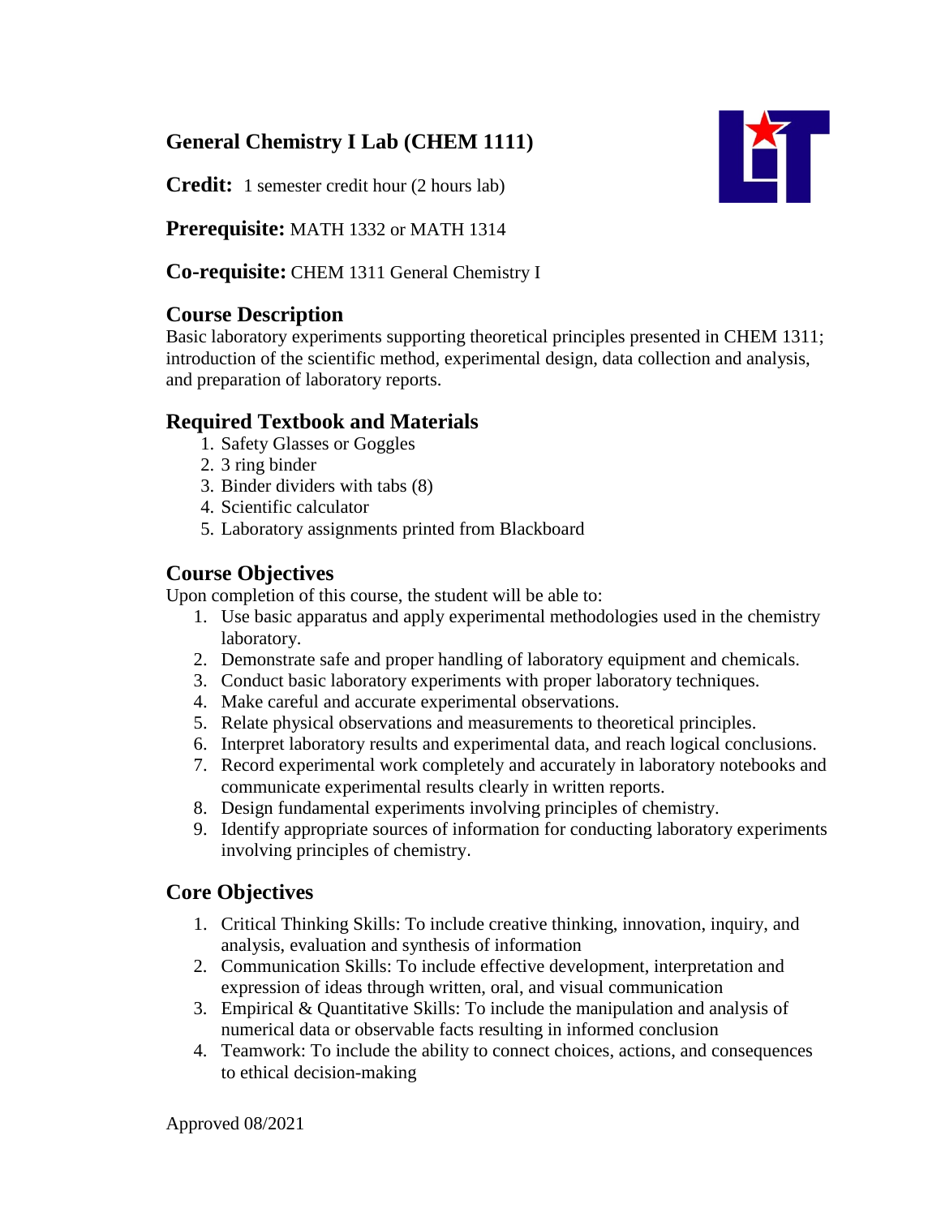# General Chemistry I Lab (CHEM 1111)

**Credit:** 1 semester credit hour (2 hours lab)

**Prerequisite:** MATH 1332 or MATH 1314

**Co-requisite:** CHEM 1311 General Chemistry I

## Course Description

Basic laboratory experiments supporting theoretical principles presented in CHEM 1311; introduction of the scientific method, experimental design, data collection and analysis, and preparation of laboratory reports.

## Required Textbook and Materials

1. Safety Glasses or Goggles
2. 3 ring binder
3. Binder dividers with tabs (8)
4. Scientific calculator
5. Laboratory assignments printed from Blackboard

## Course Objectives

Upon completion of this course, the student will be able to:

1. Use basic apparatus and apply experimental methodologies used in the chemistry laboratory.
2. Demonstrate safe and proper handling of laboratory equipment and chemicals.
3. Conduct basic laboratory experiments with proper laboratory techniques.
4. Make careful and accurate experimental observations.
5. Relate physical observations and measurements to theoretical principles.
6. Interpret laboratory results and experimental data, and reach logical conclusions.
7. Record experimental work completely and accurately in laboratory notebooks and communicate experimental results clearly in written reports.
8. Design fundamental experiments involving principles of chemistry.
9. Identify appropriate sources of information for conducting laboratory experiments involving principles of chemistry.

## Core Objectives

1. Critical Thinking Skills: To include creative thinking, innovation, inquiry, and analysis, evaluation and synthesis of information
2. Communication Skills: To include effective development, interpretation and expression of ideas through written, oral, and visual communication
3. Empirical & Quantitative Skills: To include the manipulation and analysis of numerical data or observable facts resulting in informed conclusion
4. Teamwork: To include the ability to connect choices, actions, and consequences to ethical decision-making

Approved 08/2021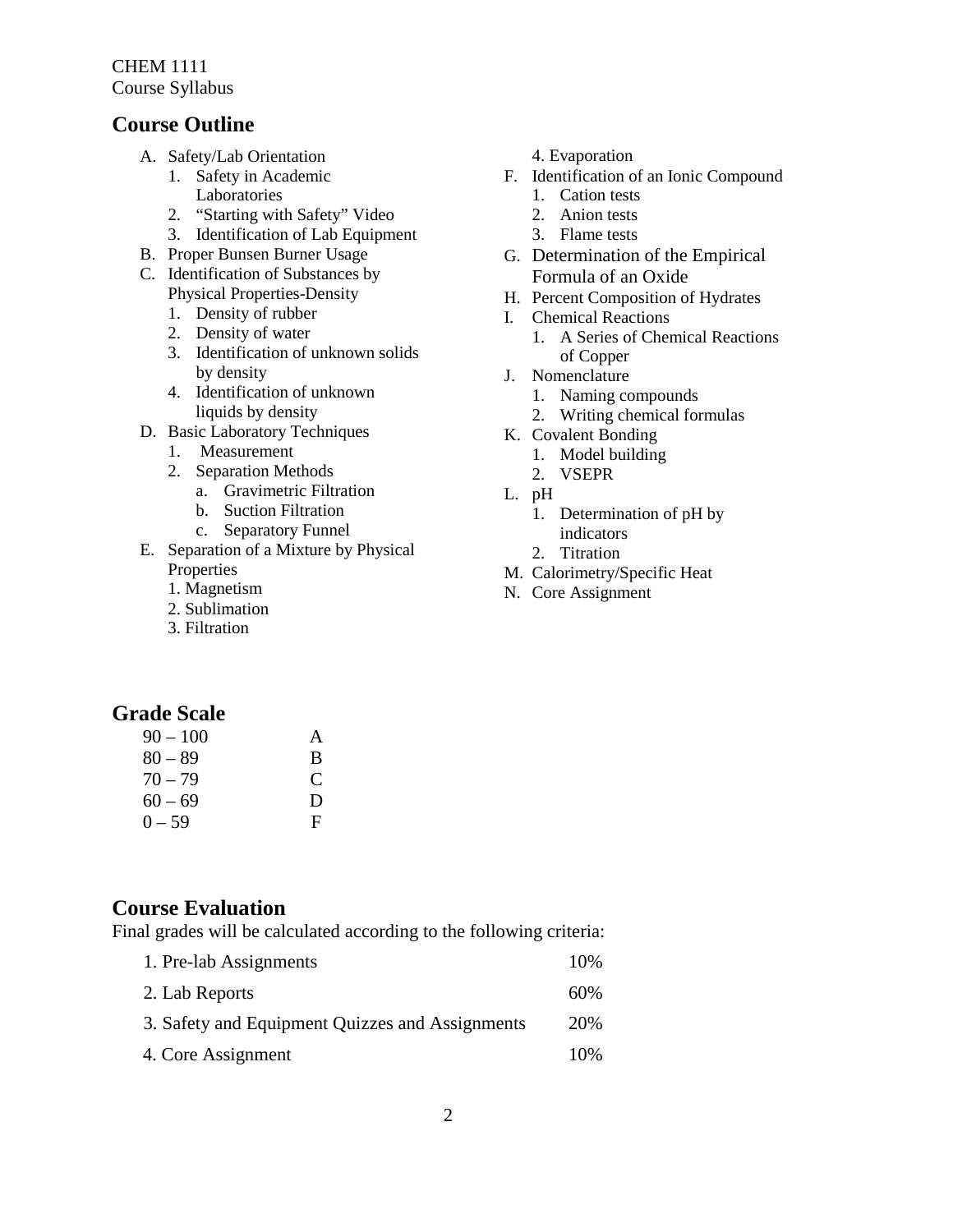CHEM 1111
Course Syllabus

## Course Outline

A. Safety/Lab Orientation
   1. Safety in Academic Laboratories
   2. "Starting with Safety" Video
   3. Identification of Lab Equipment

B. Proper Bunsen Burner Usage

C. Identification of Substances by Physical Properties-Density
   1. Density of rubber
   2. Density of water
   3. Identification of unknown solids by density
   4. Identification of unknown liquids by density

D. Basic Laboratory Techniques
   1. Measurement
   2. Separation Methods
      a. Gravimetric Filtration
      b. Suction Filtration
      c. Separatory Funnel

E. Separation of a Mixture by Physical Properties
   1. Magnetism
   2. Sublimation
   3. Filtration
   4. Evaporation

F. Identification of an Ionic Compound
   1. Cation tests
   2. Anion tests
   3. Flame tests

G. Determination of the Empirical Formula of an Oxide

H. Percent Composition of Hydrates

I. Chemical Reactions
   1. A Series of Chemical Reactions of Copper

J. Nomenclature
   1. Naming compounds
   2. Writing chemical formulas

K. Covalent Bonding
   1. Model building
   2. VSEPR

L. pH
   1. Determination of pH by indicators
   2. Titration

M. Calorimetry/Specific Heat

N. Core Assignment

## Grade Scale

| | |
|---|---|
| 90 – 100 | A |
| 80 – 89 | B |
| 70 – 79 | C |
| 60 – 69 | D |
| 0 – 59 | F |

## Course Evaluation

Final grades will be calculated according to the following criteria:

| | |
|---|---|
| 1. Pre-lab Assignments | 10% |
| 2. Lab Reports | 60% |
| 3. Safety and Equipment Quizzes and Assignments | 20% |
| 4. Core Assignment | 10% |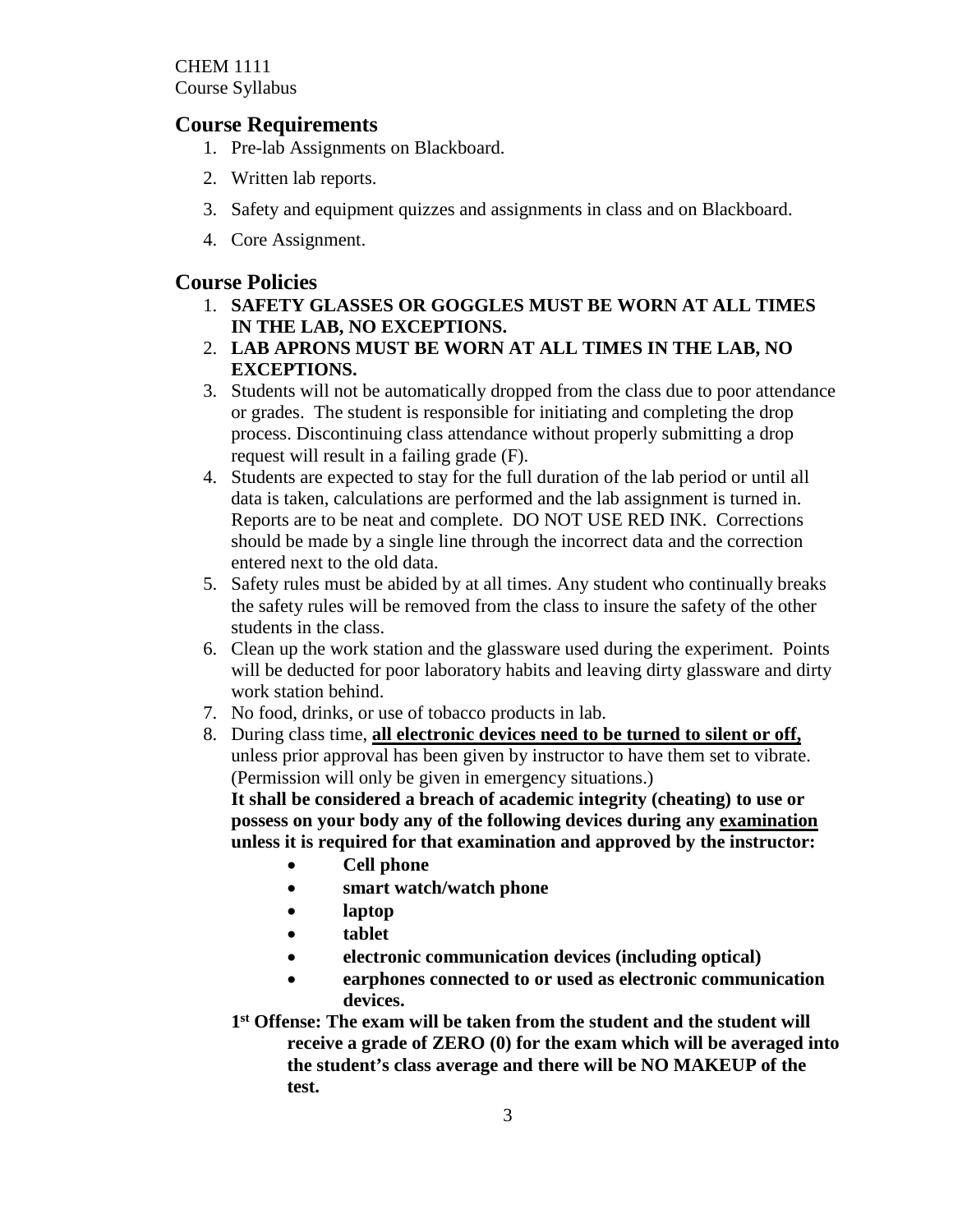CHEM 1111
Course Syllabus

## Course Requirements

1. Pre-lab Assignments on Blackboard.
2. Written lab reports.
3. Safety and equipment quizzes and assignments in class and on Blackboard.
4. Core Assignment.

## Course Policies

1. **SAFETY GLASSES OR GOGGLES MUST BE WORN AT ALL TIMES IN THE LAB, NO EXCEPTIONS.**
2. **LAB APRONS MUST BE WORN AT ALL TIMES IN THE LAB, NO EXCEPTIONS.**
3. Students will not be automatically dropped from the class due to poor attendance or grades. The student is responsible for initiating and completing the drop process. Discontinuing class attendance without properly submitting a drop request will result in a failing grade (F).
4. Students are expected to stay for the full duration of the lab period or until all data is taken, calculations are performed and the lab assignment is turned in. Reports are to be neat and complete. DO NOT USE RED INK. Corrections should be made by a single line through the incorrect data and the correction entered next to the old data.
5. Safety rules must be abided by at all times. Any student who continually breaks the safety rules will be removed from the class to insure the safety of the other students in the class.
6. Clean up the work station and the glassware used during the experiment. Points will be deducted for poor laboratory habits and leaving dirty glassware and dirty work station behind.
7. No food, drinks, or use of tobacco products in lab.
8. During class time, **<u>all electronic devices need to be turned to silent or off,</u>** unless prior approval has been given by instructor to have them set to vibrate. (Permission will only be given in emergency situations.)

   **It shall be considered a breach of academic integrity (cheating) to use or possess on your body any of the following devices during any <u>examination</u> unless it is required for that examination and approved by the instructor:**

   - **Cell phone**
   - **smart watch/watch phone**
   - **laptop**
   - **tablet**
   - **electronic communication devices (including optical)**
   - **earphones connected to or used as electronic communication devices.**

   **1st Offense: The exam will be taken from the student and the student will receive a grade of ZERO (0) for the exam which will be averaged into the student's class average and there will be NO MAKEUP of the test.**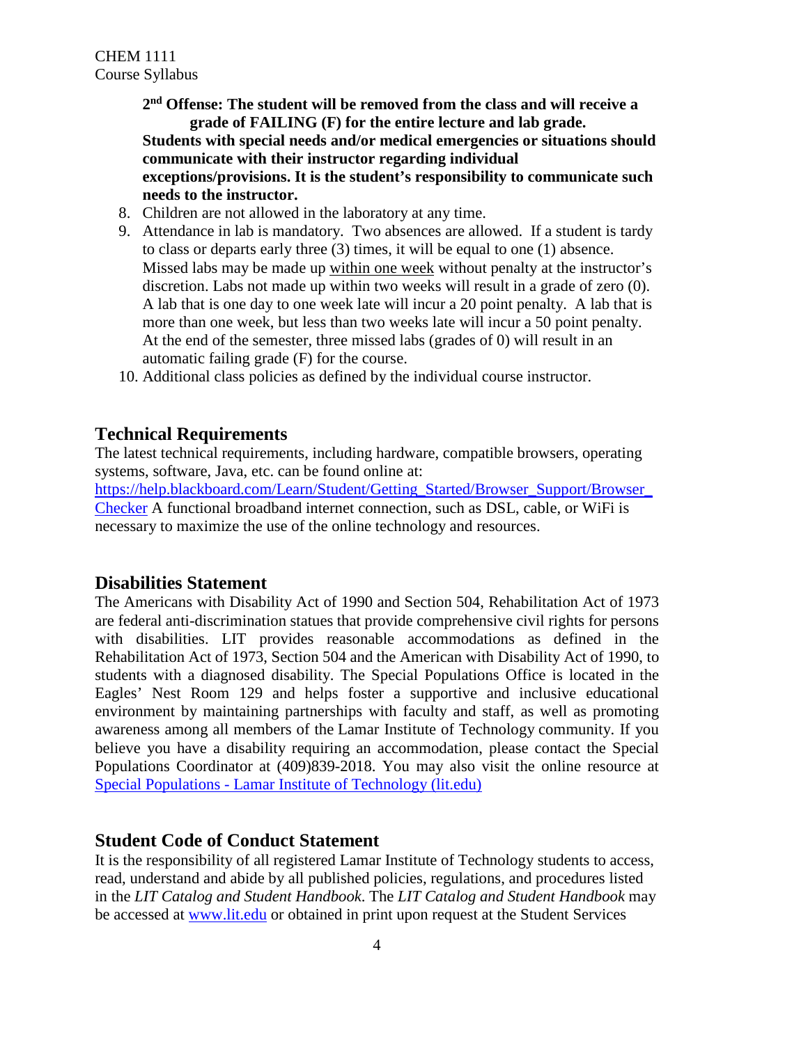**2nd Offense: The student will be removed from the class and will receive a grade of FAILING (F) for the entire lecture and lab grade.**

**Students with special needs and/or medical emergencies or situations should communicate with their instructor regarding individual exceptions/provisions. It is the student's responsibility to communicate such needs to the instructor.**

8. Children are not allowed in the laboratory at any time.
9. Attendance in lab is mandatory. Two absences are allowed. If a student is tardy to class or departs early three (3) times, it will be equal to one (1) absence. Missed labs may be made up within one week without penalty at the instructor's discretion. Labs not made up within two weeks will result in a grade of zero (0). A lab that is one day to one week late will incur a 20 point penalty. A lab that is more than one week, but less than two weeks late will incur a 50 point penalty. At the end of the semester, three missed labs (grades of 0) will result in an automatic failing grade (F) for the course.
10. Additional class policies as defined by the individual course instructor.

## Technical Requirements

The latest technical requirements, including hardware, compatible browsers, operating systems, software, Java, etc. can be found online at: https://help.blackboard.com/Learn/Student/Getting_Started/Browser_Support/Browser_Checker A functional broadband internet connection, such as DSL, cable, or WiFi is necessary to maximize the use of the online technology and resources.

## Disabilities Statement

The Americans with Disability Act of 1990 and Section 504, Rehabilitation Act of 1973 are federal anti-discrimination statues that provide comprehensive civil rights for persons with disabilities. LIT provides reasonable accommodations as defined in the Rehabilitation Act of 1973, Section 504 and the American with Disability Act of 1990, to students with a diagnosed disability. The Special Populations Office is located in the Eagles' Nest Room 129 and helps foster a supportive and inclusive educational environment by maintaining partnerships with faculty and staff, as well as promoting awareness among all members of the Lamar Institute of Technology community. If you believe you have a disability requiring an accommodation, please contact the Special Populations Coordinator at (409)839-2018. You may also visit the online resource at Special Populations - Lamar Institute of Technology (lit.edu)

## Student Code of Conduct Statement

It is the responsibility of all registered Lamar Institute of Technology students to access, read, understand and abide by all published policies, regulations, and procedures listed in the *LIT Catalog and Student Handbook*. The *LIT Catalog and Student Handbook* may be accessed at www.lit.edu or obtained in print upon request at the Student Services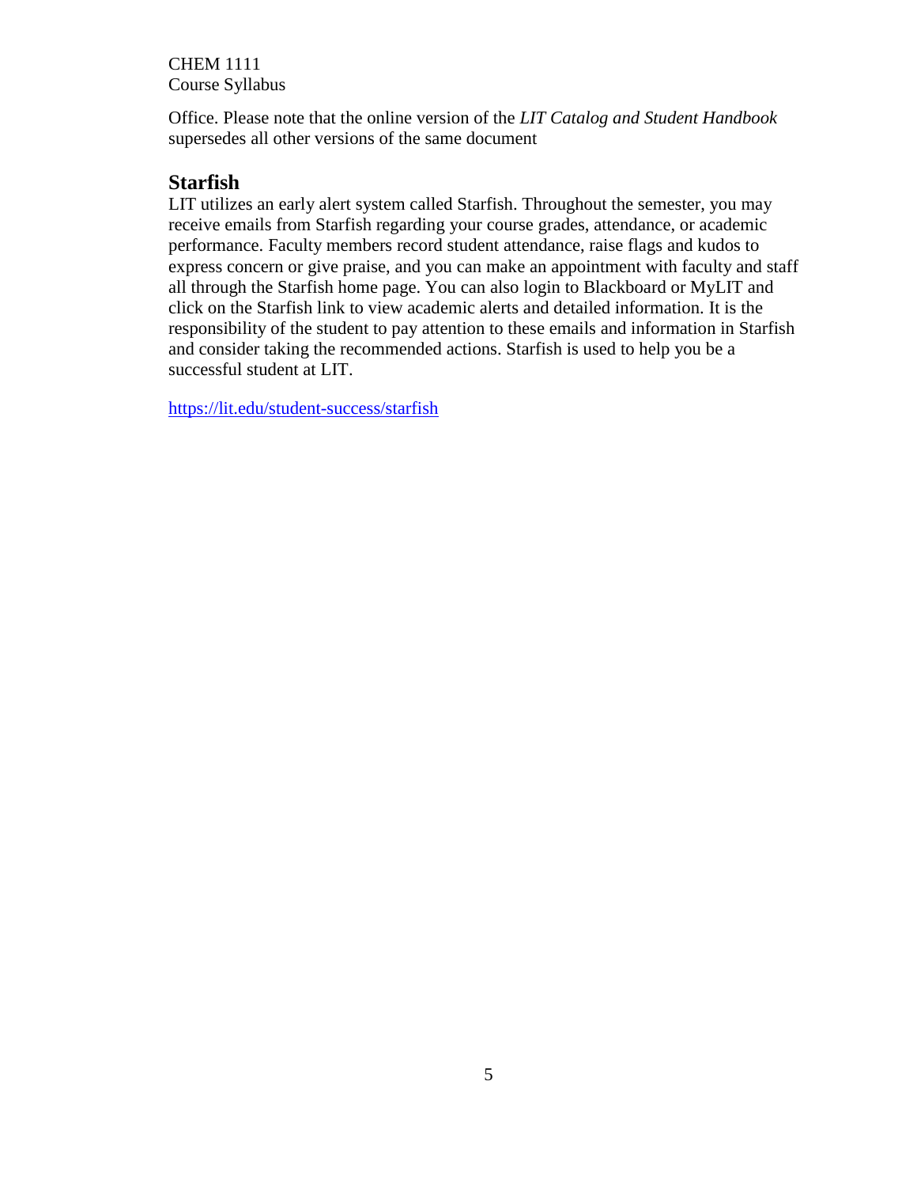Office. Please note that the online version of the *LIT Catalog and Student Handbook* supersedes all other versions of the same document

## Starfish

LIT utilizes an early alert system called Starfish. Throughout the semester, you may receive emails from Starfish regarding your course grades, attendance, or academic performance. Faculty members record student attendance, raise flags and kudos to express concern or give praise, and you can make an appointment with faculty and staff all through the Starfish home page. You can also login to Blackboard or MyLIT and click on the Starfish link to view academic alerts and detailed information. It is the responsibility of the student to pay attention to these emails and information in Starfish and consider taking the recommended actions. Starfish is used to help you be a successful student at LIT.

https://lit.edu/student-success/starfish